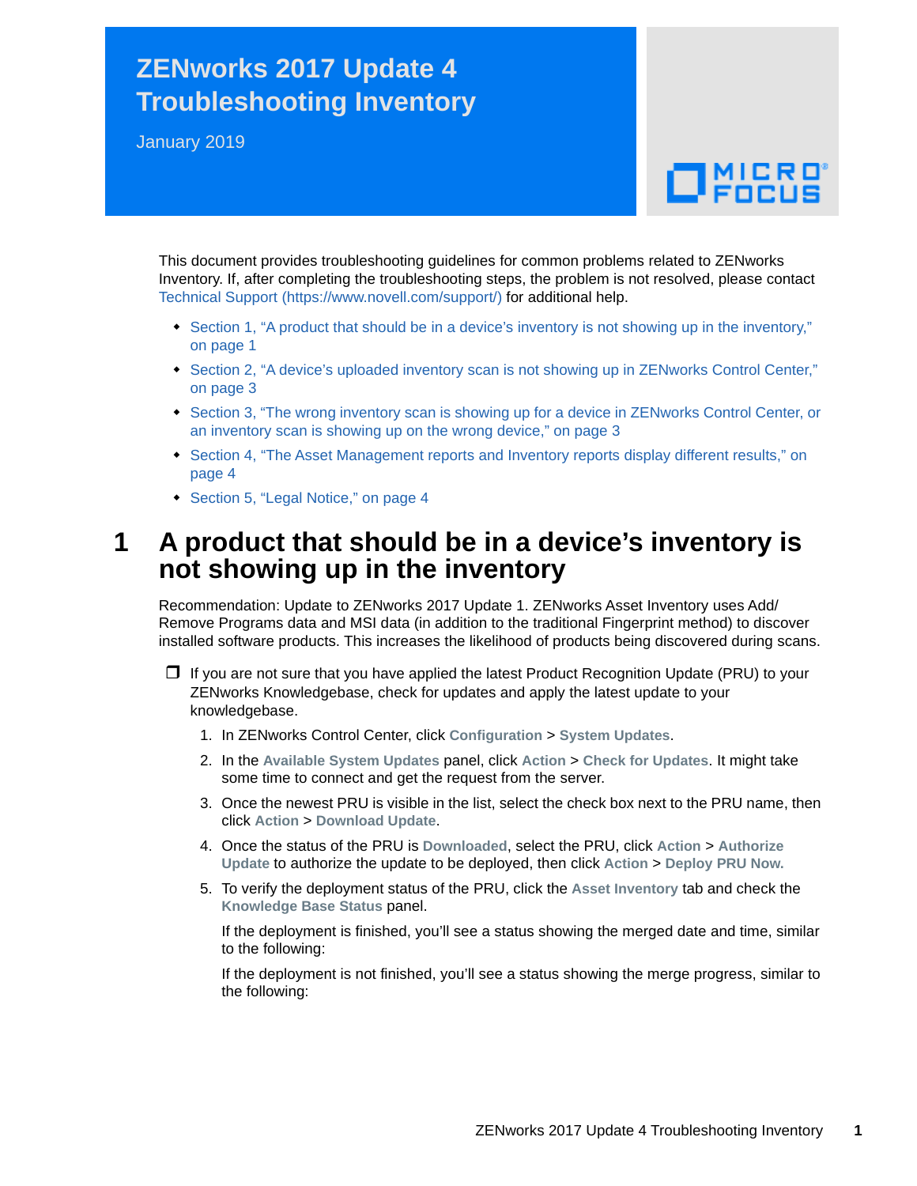# ZENworks 2017 Update 4 Troubleshooting Inventory

January 2019

This document provides troubleshooting guidelines for common problems related to ZENworks Inventory. If, after completing the troubleshooting steps, the problem is not resolved, please contact Technical Support (https://www.novell.com/support/) for additional help.

- Section 1, "A product that should be in a device's inventory is not showing up in the inventory," on page 1
- Section 2, "A device's uploaded inventory scan is not showing up in ZENworks Control Center," on page 3
- Section 3, "The wrong inventory scan is showing up for a device in ZENworks Control Center, or an inventory scan is showing up on the wrong device," on page 3
- Section 4, "The Asset Management reports and Inventory reports display different results," on page 4
- Section 5, "Legal Notice," on page 4

## 1 A product that should be in a device's inventory is not showing up in the inventory

Recommendation: Update to ZENworks 2017 Update 1. ZENworks Asset Inventory uses Add/ Remove Programs data and MSI data (in addition to the traditional Fingerprint method) to discover installed software products. This increases the likelihood of products being discovered during scans.

- ❒ If you are not sure that you have applied the latest Product Recognition Update (PRU) to your ZENworks Knowledgebase, check for updates and apply the latest update to your knowledgebase.
  1. In ZENworks Control Center, click **Configuration** > **System Updates**.
  2. In the **Available System Updates** panel, click **Action** > **Check for Updates**. It might take some time to connect and get the request from the server.
  3. Once the newest PRU is visible in the list, select the check box next to the PRU name, then click **Action** > **Download Update**.
  4. Once the status of the PRU is **Downloaded**, select the PRU, click **Action** > **Authorize Update** to authorize the update to be deployed, then click **Action** > **Deploy PRU Now.**
  5. To verify the deployment status of the PRU, click the **Asset Inventory** tab and check the **Knowledge Base Status** panel.

     If the deployment is finished, you'll see a status showing the merged date and time, similar to the following:

     If the deployment is not finished, you'll see a status showing the merge progress, similar to the following: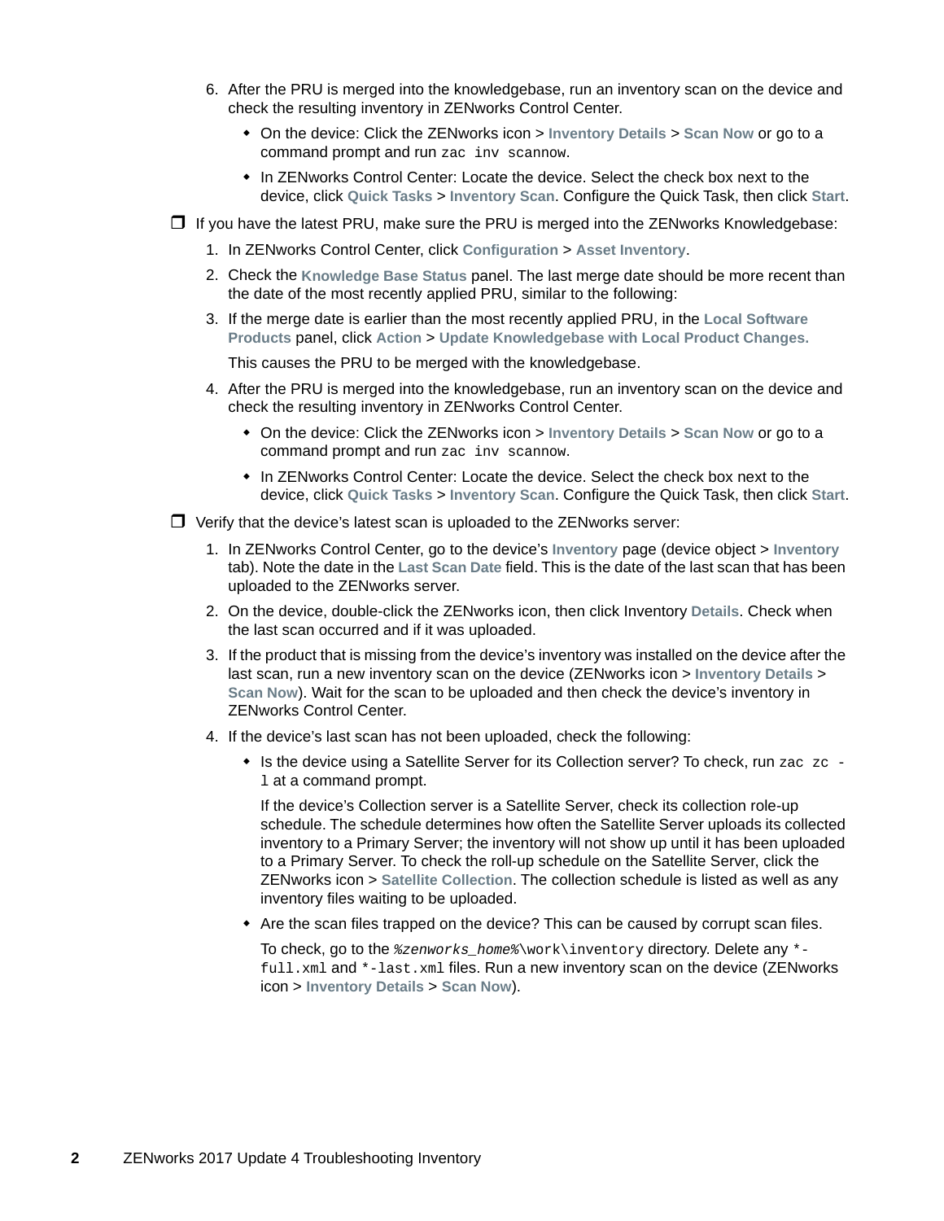6. After the PRU is merged into the knowledgebase, run an inventory scan on the device and check the resulting inventory in ZENworks Control Center.
   - On the device: Click the ZENworks icon > **Inventory Details** > **Scan Now** or go to a command prompt and run `zac inv scannow`.
   - In ZENworks Control Center: Locate the device. Select the check box next to the device, click **Quick Tasks** > **Inventory Scan**. Configure the Quick Task, then click **Start**.

- [ ] If you have the latest PRU, make sure the PRU is merged into the ZENworks Knowledgebase:
  1. In ZENworks Control Center, click **Configuration** > **Asset Inventory**.
  2. Check the **Knowledge Base Status** panel. The last merge date should be more recent than the date of the most recently applied PRU, similar to the following:
  3. If the merge date is earlier than the most recently applied PRU, in the **Local Software Products** panel, click **Action** > **Update Knowledgebase with Local Product Changes.**

     This causes the PRU to be merged with the knowledgebase.
  4. After the PRU is merged into the knowledgebase, run an inventory scan on the device and check the resulting inventory in ZENworks Control Center.
     - On the device: Click the ZENworks icon > **Inventory Details** > **Scan Now** or go to a command prompt and run `zac inv scannow`.
     - In ZENworks Control Center: Locate the device. Select the check box next to the device, click **Quick Tasks** > **Inventory Scan**. Configure the Quick Task, then click **Start**.

- [ ] Verify that the device's latest scan is uploaded to the ZENworks server:
  1. In ZENworks Control Center, go to the device's **Inventory** page (device object > **Inventory** tab). Note the date in the **Last Scan Date** field. This is the date of the last scan that has been uploaded to the ZENworks server.
  2. On the device, double-click the ZENworks icon, then click Inventory **Details**. Check when the last scan occurred and if it was uploaded.
  3. If the product that is missing from the device's inventory was installed on the device after the last scan, run a new inventory scan on the device (ZENworks icon > **Inventory Details** > **Scan Now**). Wait for the scan to be uploaded and then check the device's inventory in ZENworks Control Center.
  4. If the device's last scan has not been uploaded, check the following:
     - Is the device using a Satellite Server for its Collection server? To check, run `zac zc -l` at a command prompt.

       If the device's Collection server is a Satellite Server, check its collection role-up schedule. The schedule determines how often the Satellite Server uploads its collected inventory to a Primary Server; the inventory will not show up until it has been uploaded to a Primary Server. To check the roll-up schedule on the Satellite Server, click the ZENworks icon > **Satellite Collection**. The collection schedule is listed as well as any inventory files waiting to be uploaded.
     - Are the scan files trapped on the device? This can be caused by corrupt scan files.

       To check, go to the *%zenworks_home%*`\work\inventory` directory. Delete any `*-full.xml` and `*-last.xml` files. Run a new inventory scan on the device (ZENworks icon > **Inventory Details** > **Scan Now**).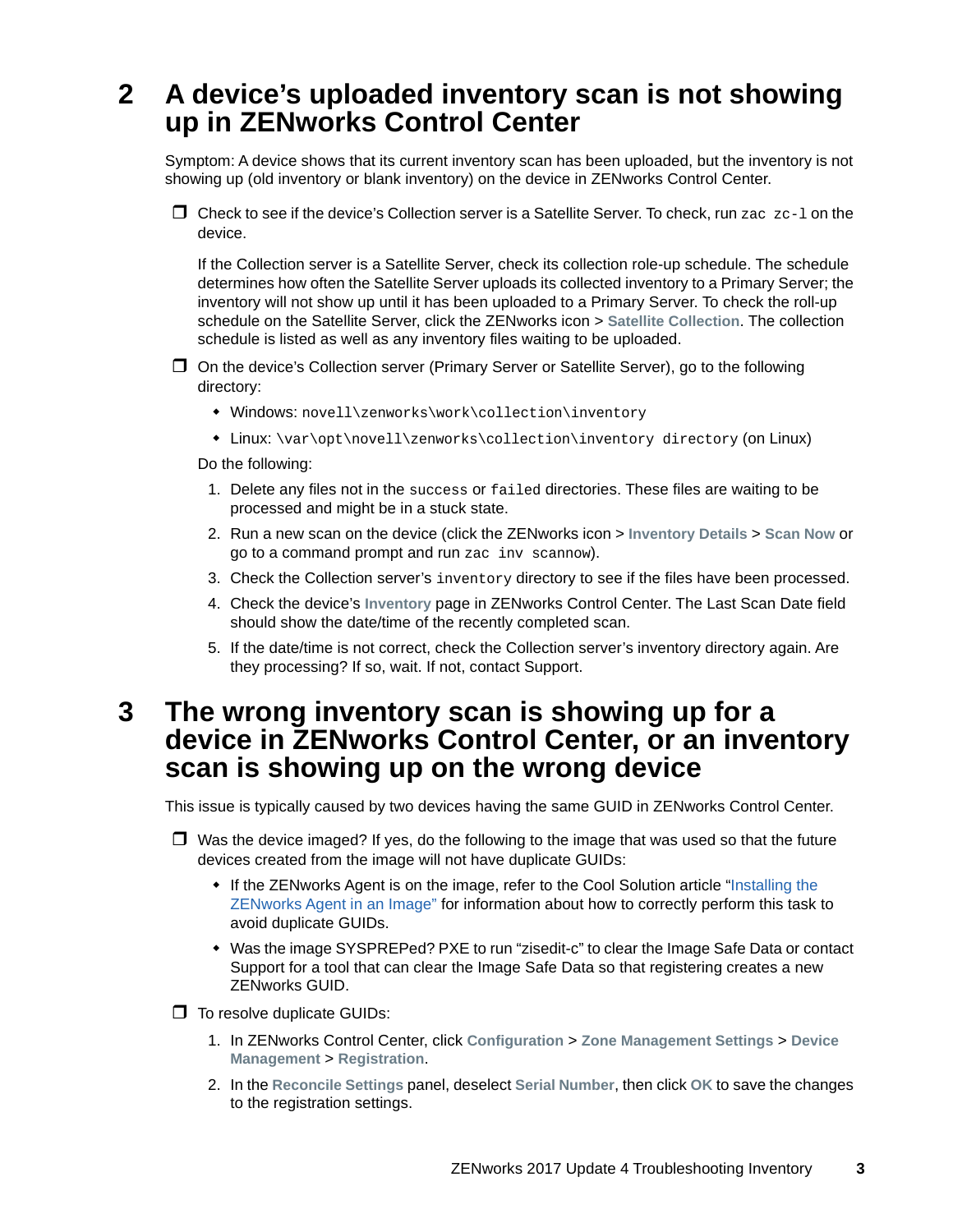# 2 A device's uploaded inventory scan is not showing up in ZENworks Control Center

Symptom: A device shows that its current inventory scan has been uploaded, but the inventory is not showing up (old inventory or blank inventory) on the device in ZENworks Control Center.

- ❒ Check to see if the device's Collection server is a Satellite Server. To check, run `zac zc-l` on the device.

  If the Collection server is a Satellite Server, check its collection role-up schedule. The schedule determines how often the Satellite Server uploads its collected inventory to a Primary Server; the inventory will not show up until it has been uploaded to a Primary Server. To check the roll-up schedule on the Satellite Server, click the ZENworks icon > **Satellite Collection**. The collection schedule is listed as well as any inventory files waiting to be uploaded.

- ❒ On the device's Collection server (Primary Server or Satellite Server), go to the following directory:
  - Windows: `novell\zenworks\work\collection\inventory`
  - Linux: `\var\opt\novell\zenworks\collection\inventory directory` (on Linux)

  Do the following:

  1. Delete any files not in the `success` or `failed` directories. These files are waiting to be processed and might be in a stuck state.
  2. Run a new scan on the device (click the ZENworks icon > **Inventory Details** > **Scan Now** or go to a command prompt and run `zac inv scannow`).
  3. Check the Collection server's `inventory` directory to see if the files have been processed.
  4. Check the device's **Inventory** page in ZENworks Control Center. The Last Scan Date field should show the date/time of the recently completed scan.
  5. If the date/time is not correct, check the Collection server's inventory directory again. Are they processing? If so, wait. If not, contact Support.

# 3 The wrong inventory scan is showing up for a device in ZENworks Control Center, or an inventory scan is showing up on the wrong device

This issue is typically caused by two devices having the same GUID in ZENworks Control Center.

- ❒ Was the device imaged? If yes, do the following to the image that was used so that the future devices created from the image will not have duplicate GUIDs:
  - If the ZENworks Agent is on the image, refer to the Cool Solution article "Installing the ZENworks Agent in an Image" for information about how to correctly perform this task to avoid duplicate GUIDs.
  - Was the image SYSPREPed? PXE to run "zisedit-c" to clear the Image Safe Data or contact Support for a tool that can clear the Image Safe Data so that registering creates a new ZENworks GUID.

- ❒ To resolve duplicate GUIDs:

  1. In ZENworks Control Center, click **Configuration** > **Zone Management Settings** > **Device Management** > **Registration**.
  2. In the **Reconcile Settings** panel, deselect **Serial Number**, then click **OK** to save the changes to the registration settings.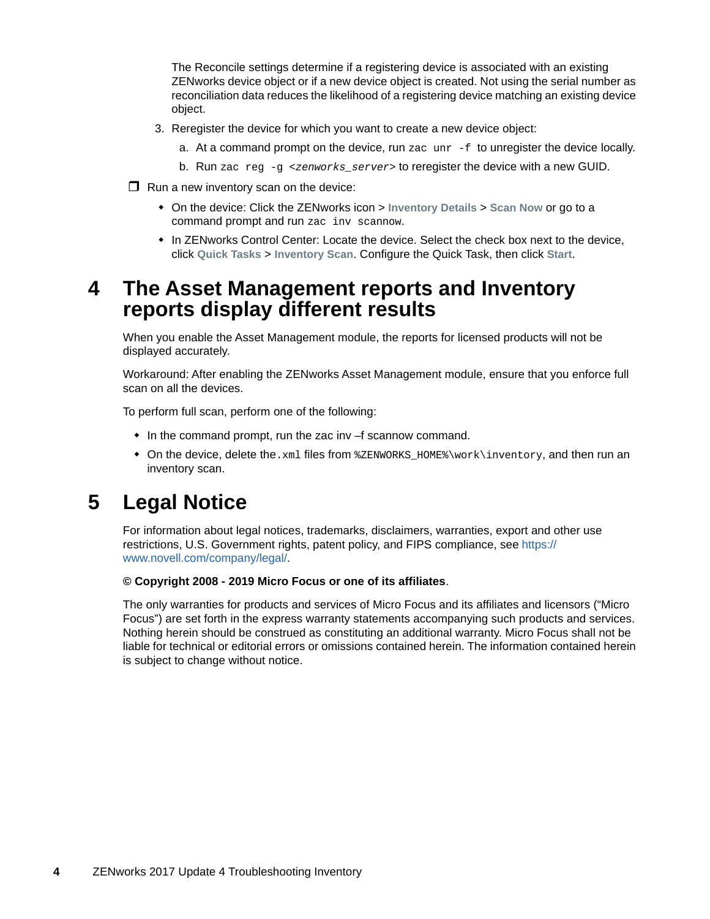The Reconcile settings determine if a registering device is associated with an existing ZENworks device object or if a new device object is created. Not using the serial number as reconciliation data reduces the likelihood of a registering device matching an existing device object.

3. Reregister the device for which you want to create a new device object:
   a. At a command prompt on the device, run `zac unr -f` to unregister the device locally.
   b. Run `zac reg -g <zenworks_server>` to reregister the device with a new GUID.

- [ ] Run a new inventory scan on the device:
  - On the device: Click the ZENworks icon > **Inventory Details** > **Scan Now** or go to a command prompt and run `zac inv scannow`.
  - In ZENworks Control Center: Locate the device. Select the check box next to the device, click **Quick Tasks** > **Inventory Scan**. Configure the Quick Task, then click **Start**.

# 4 The Asset Management reports and Inventory reports display different results

When you enable the Asset Management module, the reports for licensed products will not be displayed accurately.

Workaround: After enabling the ZENworks Asset Management module, ensure that you enforce full scan on all the devices.

To perform full scan, perform one of the following:

- In the command prompt, run the zac inv –f scannow command.
- On the device, delete the `.xml` files from `%ZENWORKS_HOME%\work\inventory`, and then run an inventory scan.

# 5 Legal Notice

For information about legal notices, trademarks, disclaimers, warranties, export and other use restrictions, U.S. Government rights, patent policy, and FIPS compliance, see https://www.novell.com/company/legal/.

**© Copyright 2008 - 2019 Micro Focus or one of its affiliates**.

The only warranties for products and services of Micro Focus and its affiliates and licensors (“Micro Focus”) are set forth in the express warranty statements accompanying such products and services. Nothing herein should be construed as constituting an additional warranty. Micro Focus shall not be liable for technical or editorial errors or omissions contained herein. The information contained herein is subject to change without notice.